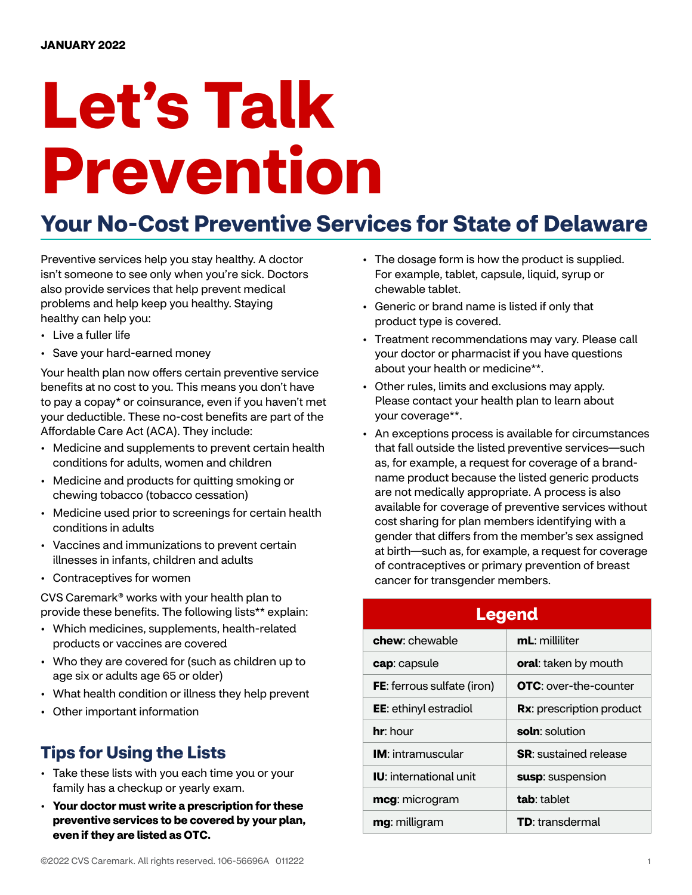JANUARY 2022

# Let's Talk Prevention

## Your No-Cost Preventive Services for State of Delaware

Preventive services help you stay healthy. A doctor isn't someone to see only when you're sick. Doctors also provide services that help prevent medical problems and help keep you healthy. Staying healthy can help you:

- Live a fuller life
- Save your hard-earned money

Your health plan now offers certain preventive service benefits at no cost to you. This means you don't have to pay a copay* or coinsurance, even if you haven't met your deductible. These no-cost benefits are part of the Affordable Care Act (ACA). They include:

- Medicine and supplements to prevent certain health conditions for adults, women and children
- Medicine and products for quitting smoking or chewing tobacco (tobacco cessation)
- Medicine used prior to screenings for certain health conditions in adults
- Vaccines and immunizations to prevent certain illnesses in infants, children and adults
- Contraceptives for women

CVS Caremark® works with your health plan to provide these benefits. The following lists** explain:

- Which medicines, supplements, health-related products or vaccines are covered
- Who they are covered for (such as children up to age six or adults age 65 or older)
- What health condition or illness they help prevent
- Other important information

## Tips for Using the Lists

- Take these lists with you each time you or your family has a checkup or yearly exam.
- **Your doctor must write a prescription for these preventive services to be covered by your plan, even if they are listed as OTC.**
- The dosage form is how the product is supplied. For example, tablet, capsule, liquid, syrup or chewable tablet.
- Generic or brand name is listed if only that product type is covered.
- Treatment recommendations may vary. Please call your doctor or pharmacist if you have questions about your health or medicine**.
- Other rules, limits and exclusions may apply. Please contact your health plan to learn about your coverage**.
- An exceptions process is available for circumstances that fall outside the listed preventive services—such as, for example, a request for coverage of a brand-name product because the listed generic products are not medically appropriate. A process is also available for coverage of preventive services without cost sharing for plan members identifying with a gender that differs from the member's sex assigned at birth—such as, for example, a request for coverage of contraceptives or primary prevention of breast cancer for transgender members.

| Legend | |
|---|---|
| **chew**: chewable | **mL**: milliliter |
| **cap**: capsule | **oral**: taken by mouth |
| **FE**: ferrous sulfate (iron) | **OTC**: over-the-counter |
| **EE**: ethinyl estradiol | **Rx**: prescription product |
| **hr**: hour | **soln**: solution |
| **IM**: intramuscular | **SR**: sustained release |
| **IU**: international unit | **susp**: suspension |
| **mcg**: microgram | **tab**: tablet |
| **mg**: milligram | **TD**: transdermal |

©2022 CVS Caremark. All rights reserved. 106-56696A 011222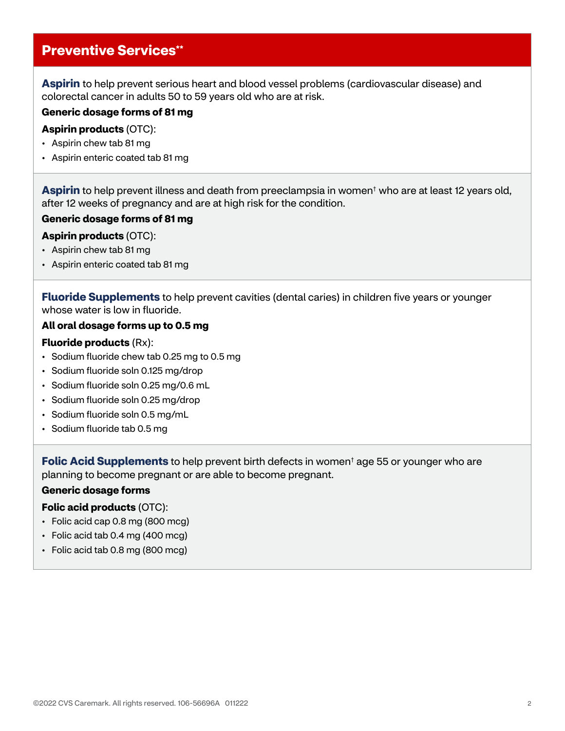## Preventive Services**

**Aspirin** to help prevent serious heart and blood vessel problems (cardiovascular disease) and colorectal cancer in adults 50 to 59 years old who are at risk.

**Generic dosage forms of 81 mg**

**Aspirin products** (OTC):

- Aspirin chew tab 81 mg
- Aspirin enteric coated tab 81 mg

**Aspirin** to help prevent illness and death from preeclampsia in women† who are at least 12 years old, after 12 weeks of pregnancy and are at high risk for the condition.

**Generic dosage forms of 81 mg**

**Aspirin products** (OTC):

- Aspirin chew tab 81 mg
- Aspirin enteric coated tab 81 mg

**Fluoride Supplements** to help prevent cavities (dental caries) in children five years or younger whose water is low in fluoride.

**All oral dosage forms up to 0.5 mg**

**Fluoride products** (Rx):

- Sodium fluoride chew tab 0.25 mg to 0.5 mg
- Sodium fluoride soln 0.125 mg/drop
- Sodium fluoride soln 0.25 mg/0.6 mL
- Sodium fluoride soln 0.25 mg/drop
- Sodium fluoride soln 0.5 mg/mL
- Sodium fluoride tab 0.5 mg

**Folic Acid Supplements** to help prevent birth defects in women† age 55 or younger who are planning to become pregnant or are able to become pregnant.

**Generic dosage forms**

**Folic acid products** (OTC):

- Folic acid cap 0.8 mg (800 mcg)
- Folic acid tab 0.4 mg (400 mcg)
- Folic acid tab 0.8 mg (800 mcg)

©2022 CVS Caremark. All rights reserved. 106-56696A 011222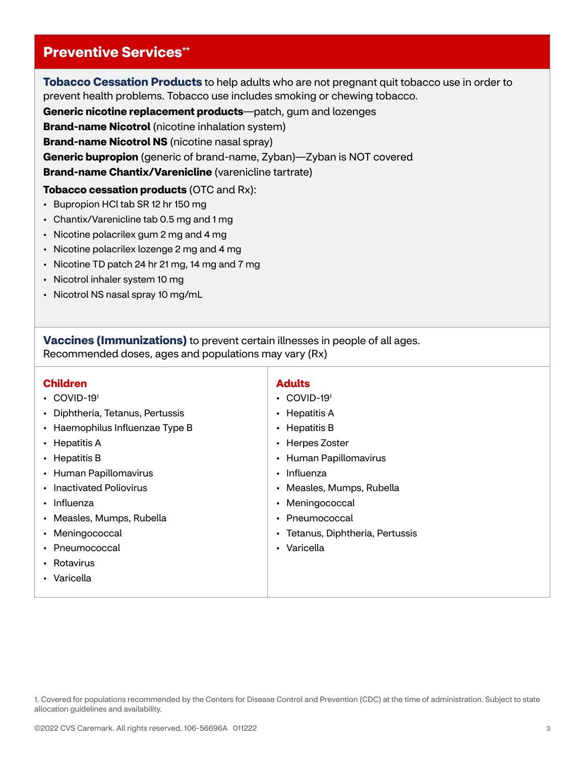## Preventive Services**

**Tobacco Cessation Products** to help adults who are not pregnant quit tobacco use in order to prevent health problems. Tobacco use includes smoking or chewing tobacco.

**Generic nicotine replacement products**—patch, gum and lozenges

**Brand-name Nicotrol** (nicotine inhalation system)

**Brand-name Nicotrol NS** (nicotine nasal spray)

**Generic bupropion** (generic of brand-name, Zyban)—Zyban is NOT covered

**Brand-name Chantix/Varenicline** (varenicline tartrate)

**Tobacco cessation products** (OTC and Rx):

- Bupropion HCl tab SR 12 hr 150 mg
- Chantix/Varenicline tab 0.5 mg and 1 mg
- Nicotine polacrilex gum 2 mg and 4 mg
- Nicotine polacrilex lozenge 2 mg and 4 mg
- Nicotine TD patch 24 hr 21 mg, 14 mg and 7 mg
- Nicotrol inhaler system 10 mg
- Nicotrol NS nasal spray 10 mg/mL

**Vaccines (Immunizations)** to prevent certain illnesses in people of all ages.
Recommended doses, ages and populations may vary (Rx)

### Children

- COVID-19[1]
- Diphtheria, Tetanus, Pertussis
- Haemophilus Influenzae Type B
- Hepatitis A
- Hepatitis B
- Human Papillomavirus
- Inactivated Poliovirus
- Influenza
- Measles, Mumps, Rubella
- Meningococcal
- Pneumococcal
- Rotavirus
- Varicella

### Adults

- COVID-19[1]
- Hepatitis A
- Hepatitis B
- Herpes Zoster
- Human Papillomavirus
- Influenza
- Measles, Mumps, Rubella
- Meningococcal
- Pneumococcal
- Tetanus, Diphtheria, Pertussis
- Varicella

1. Covered for populations recommended by the Centers for Disease Control and Prevention (CDC) at the time of administration. Subject to state allocation guidelines and availability.

©2022 CVS Caremark. All rights reserved. 106-56696A 011222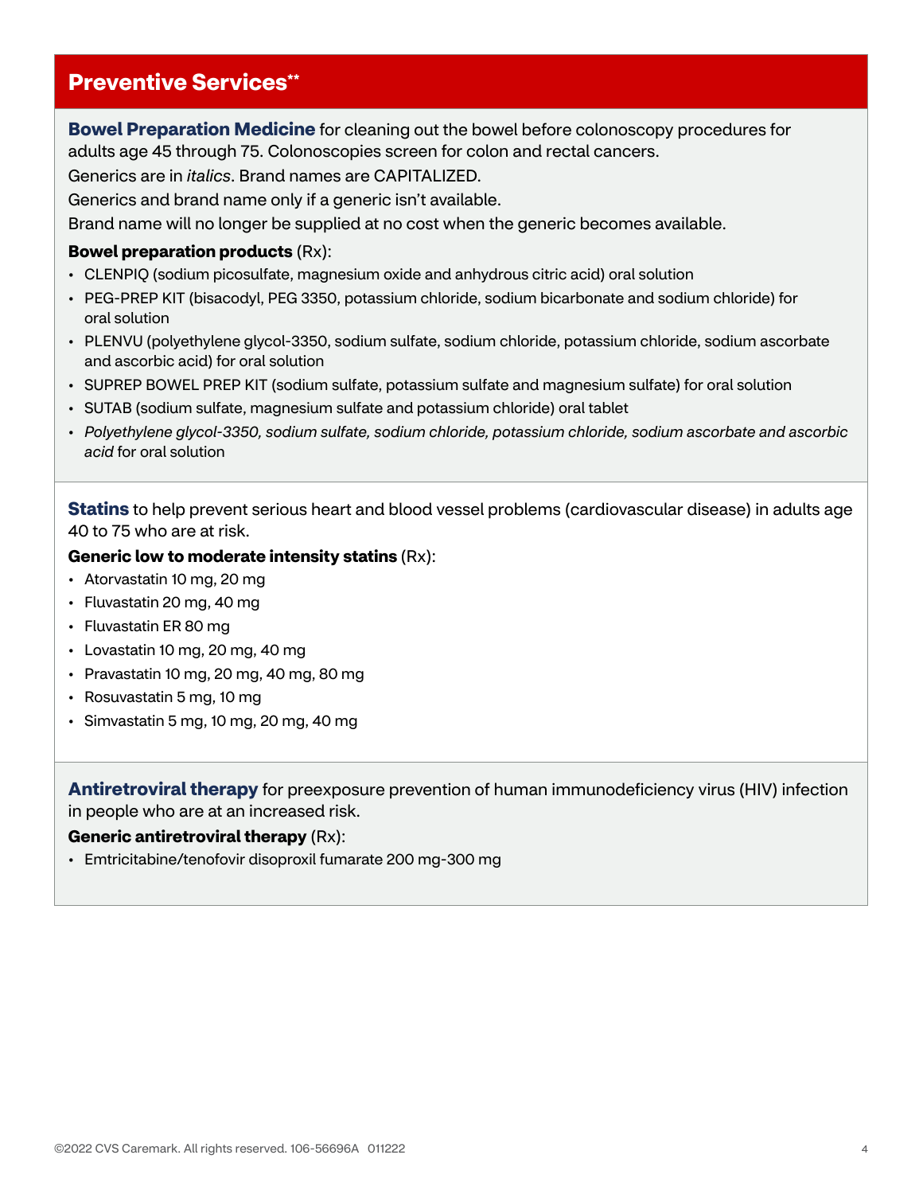## Preventive Services**

**Bowel Preparation Medicine** for cleaning out the bowel before colonoscopy procedures for adults age 45 through 75. Colonoscopies screen for colon and rectal cancers.

Generics are in *italics*. Brand names are CAPITALIZED.

Generics and brand name only if a generic isn't available.

Brand name will no longer be supplied at no cost when the generic becomes available.

**Bowel preparation products** (Rx):

- CLENPIQ (sodium picosulfate, magnesium oxide and anhydrous citric acid) oral solution
- PEG-PREP KIT (bisacodyl, PEG 3350, potassium chloride, sodium bicarbonate and sodium chloride) for oral solution
- PLENVU (polyethylene glycol-3350, sodium sulfate, sodium chloride, potassium chloride, sodium ascorbate and ascorbic acid) for oral solution
- SUPREP BOWEL PREP KIT (sodium sulfate, potassium sulfate and magnesium sulfate) for oral solution
- SUTAB (sodium sulfate, magnesium sulfate and potassium chloride) oral tablet
- *Polyethylene glycol-3350, sodium sulfate, sodium chloride, potassium chloride, sodium ascorbate and ascorbic acid* for oral solution

**Statins** to help prevent serious heart and blood vessel problems (cardiovascular disease) in adults age 40 to 75 who are at risk.

**Generic low to moderate intensity statins** (Rx):

- Atorvastatin 10 mg, 20 mg
- Fluvastatin 20 mg, 40 mg
- Fluvastatin ER 80 mg
- Lovastatin 10 mg, 20 mg, 40 mg
- Pravastatin 10 mg, 20 mg, 40 mg, 80 mg
- Rosuvastatin 5 mg, 10 mg
- Simvastatin 5 mg, 10 mg, 20 mg, 40 mg

**Antiretroviral therapy** for preexposure prevention of human immunodeficiency virus (HIV) infection in people who are at an increased risk.

**Generic antiretroviral therapy** (Rx):

- Emtricitabine/tenofovir disoproxil fumarate 200 mg-300 mg

©2022 CVS Caremark. All rights reserved. 106-56696A 011222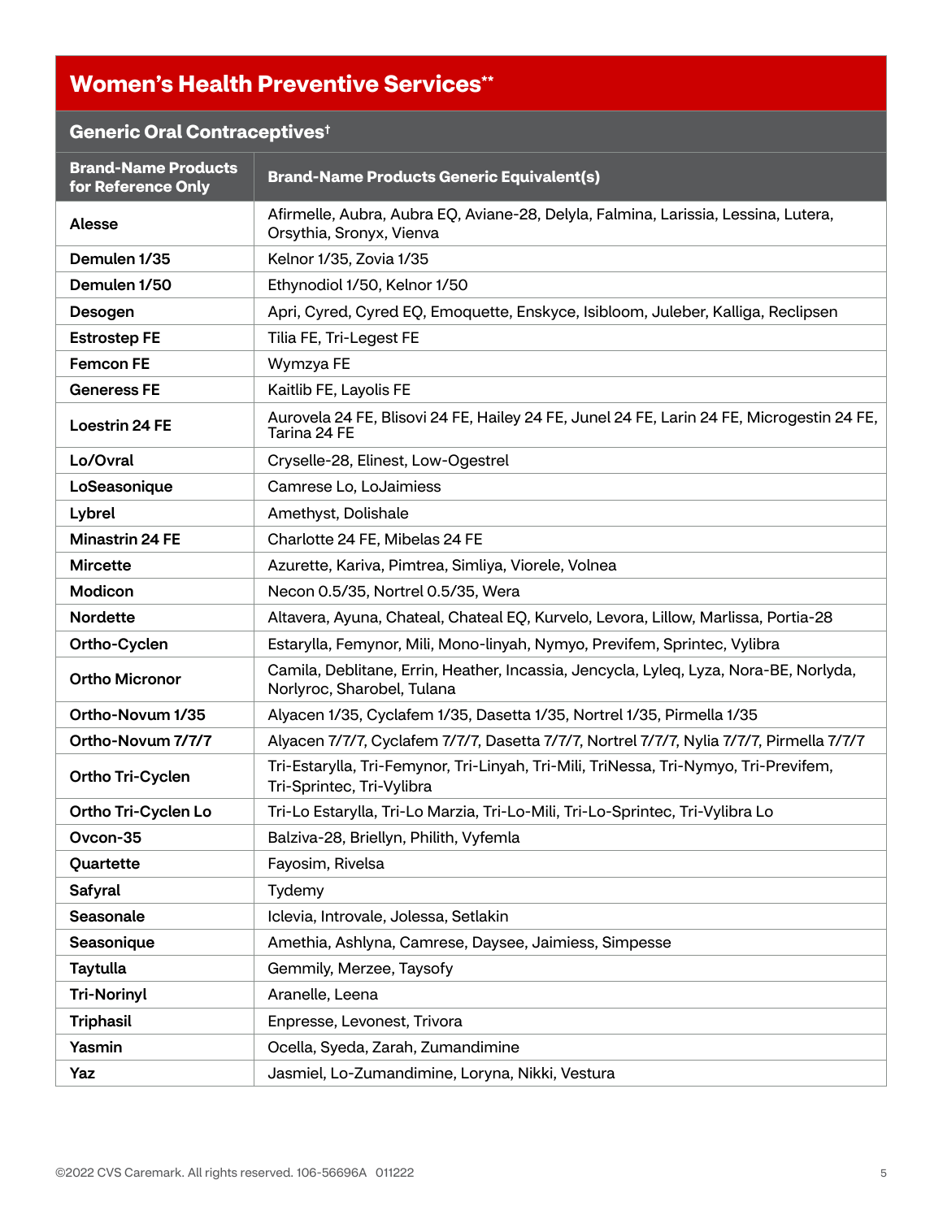## Women's Health Preventive Services**

### Generic Oral Contraceptives†

| Brand-Name Products for Reference Only | Brand-Name Products Generic Equivalent(s) |
|---|---|
| Alesse | Afirmelle, Aubra, Aubra EQ, Aviane-28, Delyla, Falmina, Larissia, Lessina, Lutera, Orsythia, Sronyx, Vienva |
| Demulen 1/35 | Kelnor 1/35, Zovia 1/35 |
| Demulen 1/50 | Ethynodiol 1/50, Kelnor 1/50 |
| Desogen | Apri, Cyred, Cyred EQ, Emoquette, Enskyce, Isibloom, Juleber, Kalliga, Reclipsen |
| Estrostep FE | Tilia FE, Tri-Legest FE |
| Femcon FE | Wymzya FE |
| Generess FE | Kaitlib FE, Layolis FE |
| Loestrin 24 FE | Aurovela 24 FE, Blisovi 24 FE, Hailey 24 FE, Junel 24 FE, Larin 24 FE, Microgestin 24 FE, Tarina 24 FE |
| Lo/Ovral | Cryselle-28, Elinest, Low-Ogestrel |
| LoSeasonique | Camrese Lo, LoJaimiess |
| Lybrel | Amethyst, Dolishale |
| Minastrin 24 FE | Charlotte 24 FE, Mibelas 24 FE |
| Mircette | Azurette, Kariva, Pimtrea, Simliya, Viorele, Volnea |
| Modicon | Necon 0.5/35, Nortrel 0.5/35, Wera |
| Nordette | Altavera, Ayuna, Chateal, Chateal EQ, Kurvelo, Levora, Lillow, Marlissa, Portia-28 |
| Ortho-Cyclen | Estarylla, Femynor, Mili, Mono-linyah, Nymyo, Previfem, Sprintec, Vylibra |
| Ortho Micronor | Camila, Deblitane, Errin, Heather, Incassia, Jencycla, Lyleq, Lyza, Nora-BE, Norlyda, Norlyroc, Sharobel, Tulana |
| Ortho-Novum 1/35 | Alyacen 1/35, Cyclafem 1/35, Dasetta 1/35, Nortrel 1/35, Pirmella 1/35 |
| Ortho-Novum 7/7/7 | Alyacen 7/7/7, Cyclafem 7/7/7, Dasetta 7/7/7, Nortrel 7/7/7, Nylia 7/7/7, Pirmella 7/7/7 |
| Ortho Tri-Cyclen | Tri-Estarylla, Tri-Femynor, Tri-Linyah, Tri-Mili, TriNessa, Tri-Nymyo, Tri-Previfem, Tri-Sprintec, Tri-Vylibra |
| Ortho Tri-Cyclen Lo | Tri-Lo Estarylla, Tri-Lo Marzia, Tri-Lo-Mili, Tri-Lo-Sprintec, Tri-Vylibra Lo |
| Ovcon-35 | Balziva-28, Briellyn, Philith, Vyfemla |
| Quartette | Fayosim, Rivelsa |
| Safyral | Tydemy |
| Seasonale | Iclevia, Introvale, Jolessa, Setlakin |
| Seasonique | Amethia, Ashlyna, Camrese, Daysee, Jaimiess, Simpesse |
| Taytulla | Gemmily, Merzee, Taysofy |
| Tri-Norinyl | Aranelle, Leena |
| Triphasil | Enpresse, Levonest, Trivora |
| Yasmin | Ocella, Syeda, Zarah, Zumandimine |
| Yaz | Jasmiel, Lo-Zumandimine, Loryna, Nikki, Vestura |

©2022 CVS Caremark. All rights reserved. 106-56696A 011222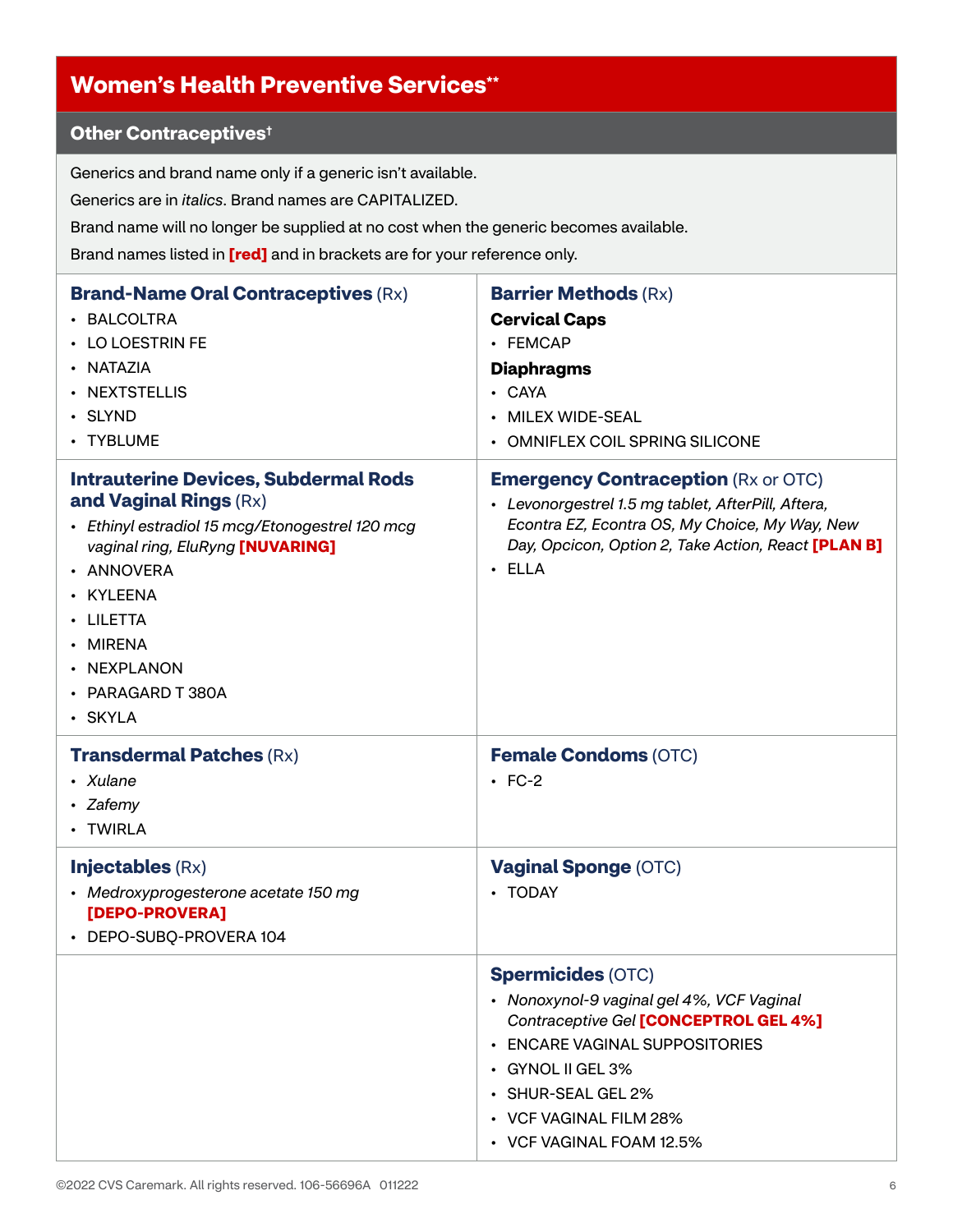# Women's Health Preventive Services**

## Other Contraceptives†

Generics and brand name only if a generic isn't available.

Generics are in *italics*. Brand names are CAPITALIZED.

Brand name will no longer be supplied at no cost when the generic becomes available.

Brand names listed in **[red]** and in brackets are for your reference only.

### Brand-Name Oral Contraceptives (Rx)

- BALCOLTRA
- LO LOESTRIN FE
- NATAZIA
- NEXTSTELLIS
- SLYND
- TYBLUME

### Intrauterine Devices, Subdermal Rods and Vaginal Rings (Rx)

- *Ethinyl estradiol 15 mcg/Etonogestrel 120 mcg vaginal ring, EluRyng* **[NUVARING]**
- ANNOVERA
- KYLEENA
- LILETTA
- MIRENA
- NEXPLANON
- PARAGARD T 380A
- SKYLA

### Transdermal Patches (Rx)

- *Xulane*
- *Zafemy*
- TWIRLA

### Injectables (Rx)

- *Medroxyprogesterone acetate 150 mg* **[DEPO-PROVERA]**
- DEPO-SUBQ-PROVERA 104

### Barrier Methods (Rx)

**Cervical Caps**

- FEMCAP

**Diaphragms**

- CAYA
- MILEX WIDE-SEAL
- OMNIFLEX COIL SPRING SILICONE

### Emergency Contraception (Rx or OTC)

- *Levonorgestrel 1.5 mg tablet, AfterPill, Aftera, Econtra EZ, Econtra OS, My Choice, My Way, New Day, Opcicon, Option 2, Take Action, React* **[PLAN B]**
- ELLA

### Female Condoms (OTC)

- FC-2

### Vaginal Sponge (OTC)

- TODAY

### Spermicides (OTC)

- *Nonoxynol-9 vaginal gel 4%, VCF Vaginal Contraceptive Gel* **[CONCEPTROL GEL 4%]**
- ENCARE VAGINAL SUPPOSITORIES
- GYNOL II GEL 3%
- SHUR-SEAL GEL 2%
- VCF VAGINAL FILM 28%
- VCF VAGINAL FOAM 12.5%

©2022 CVS Caremark. All rights reserved. 106-56696A 011222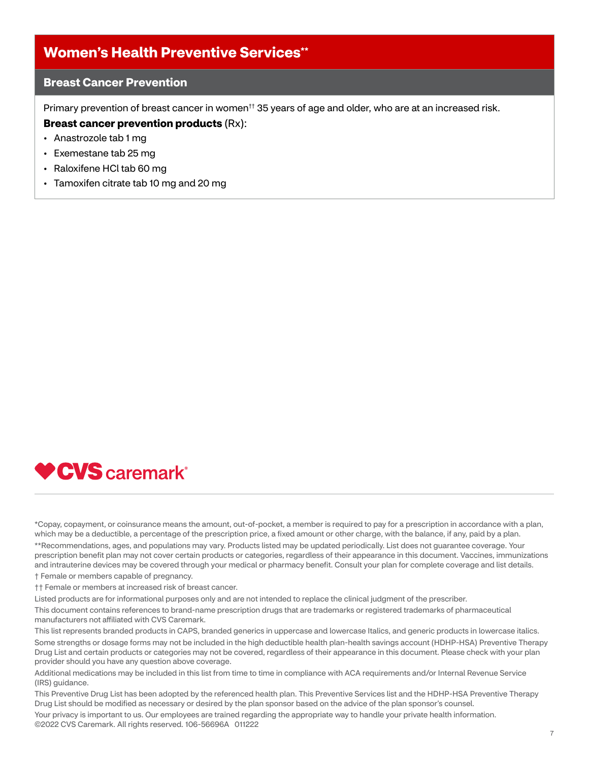# Women's Health Preventive Services**

## Breast Cancer Prevention

Primary prevention of breast cancer in women†† 35 years of age and older, who are at an increased risk.

**Breast cancer prevention products** (Rx):

- Anastrozole tab 1 mg
- Exemestane tab 25 mg
- Raloxifene HCl tab 60 mg
- Tamoxifen citrate tab 10 mg and 20 mg

CVS caremark

*Copay, copayment, or coinsurance means the amount, out-of-pocket, a member is required to pay for a prescription in accordance with a plan, which may be a deductible, a percentage of the prescription price, a fixed amount or other charge, with the balance, if any, paid by a plan.

**Recommendations, ages, and populations may vary. Products listed may be updated periodically. List does not guarantee coverage. Your prescription benefit plan may not cover certain products or categories, regardless of their appearance in this document. Vaccines, immunizations and intrauterine devices may be covered through your medical or pharmacy benefit. Consult your plan for complete coverage and list details.

† Female or members capable of pregnancy.

†† Female or members at increased risk of breast cancer.

Listed products are for informational purposes only and are not intended to replace the clinical judgment of the prescriber.

This document contains references to brand-name prescription drugs that are trademarks or registered trademarks of pharmaceutical manufacturers not affiliated with CVS Caremark.

This list represents branded products in CAPS, branded generics in uppercase and lowercase Italics, and generic products in lowercase italics.

Some strengths or dosage forms may not be included in the high deductible health plan-health savings account (HDHP-HSA) Preventive Therapy Drug List and certain products or categories may not be covered, regardless of their appearance in this document. Please check with your plan provider should you have any question above coverage.

Additional medications may be included in this list from time to time in compliance with ACA requirements and/or Internal Revenue Service (IRS) guidance.

This Preventive Drug List has been adopted by the referenced health plan. This Preventive Services list and the HDHP-HSA Preventive Therapy Drug List should be modified as necessary or desired by the plan sponsor based on the advice of the plan sponsor's counsel.

Your privacy is important to us. Our employees are trained regarding the appropriate way to handle your private health information.

©2022 CVS Caremark. All rights reserved. 106-56696A 011222